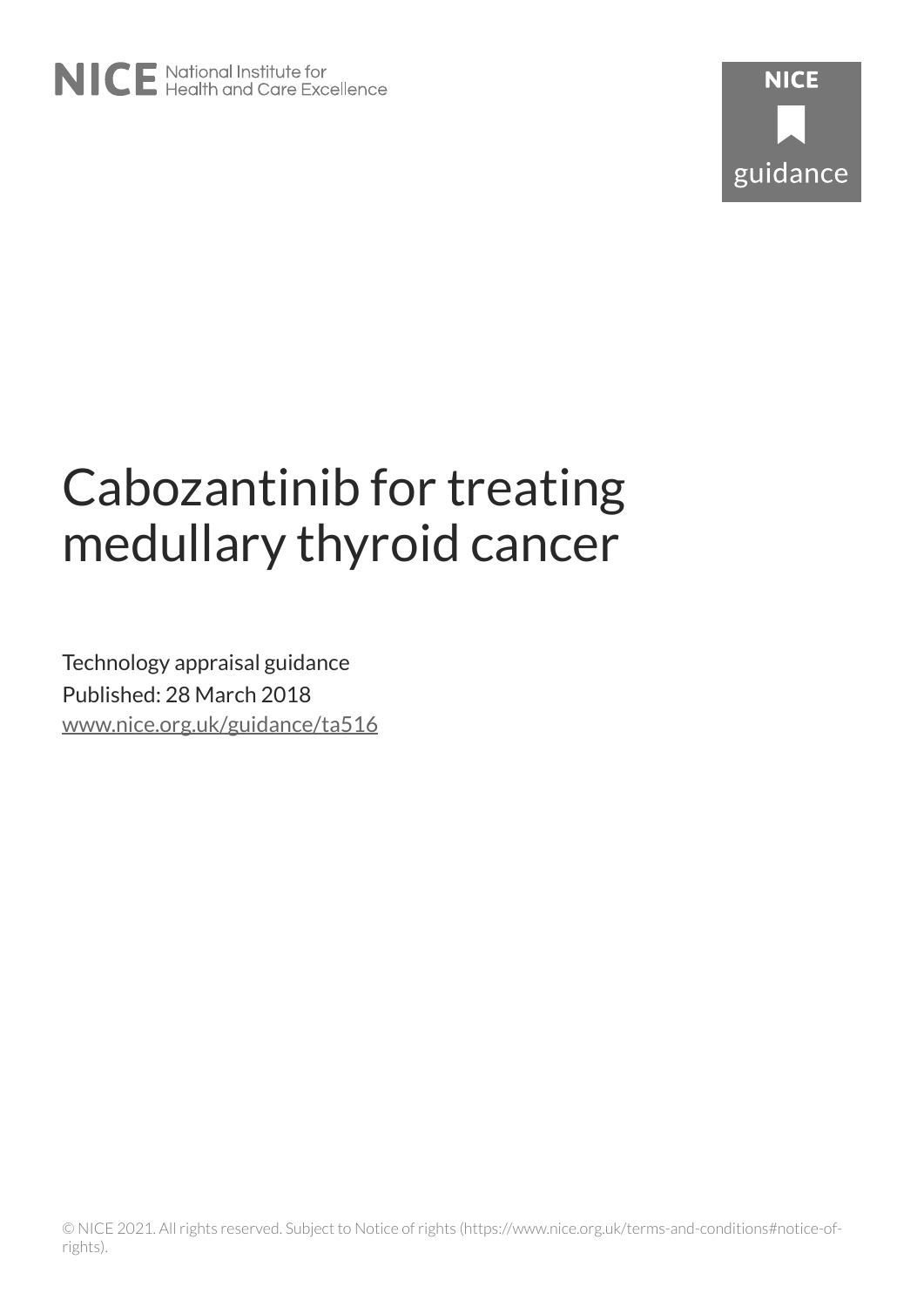# Cabozantinib for treating medullary thyroid cancer

Technology appraisal guidance

Published: 28 March 2018

www.nice.org.uk/guidance/ta516

© NICE 2021. All rights reserved. Subject to Notice of rights (https://www.nice.org.uk/terms-and-conditions#notice-of-rights).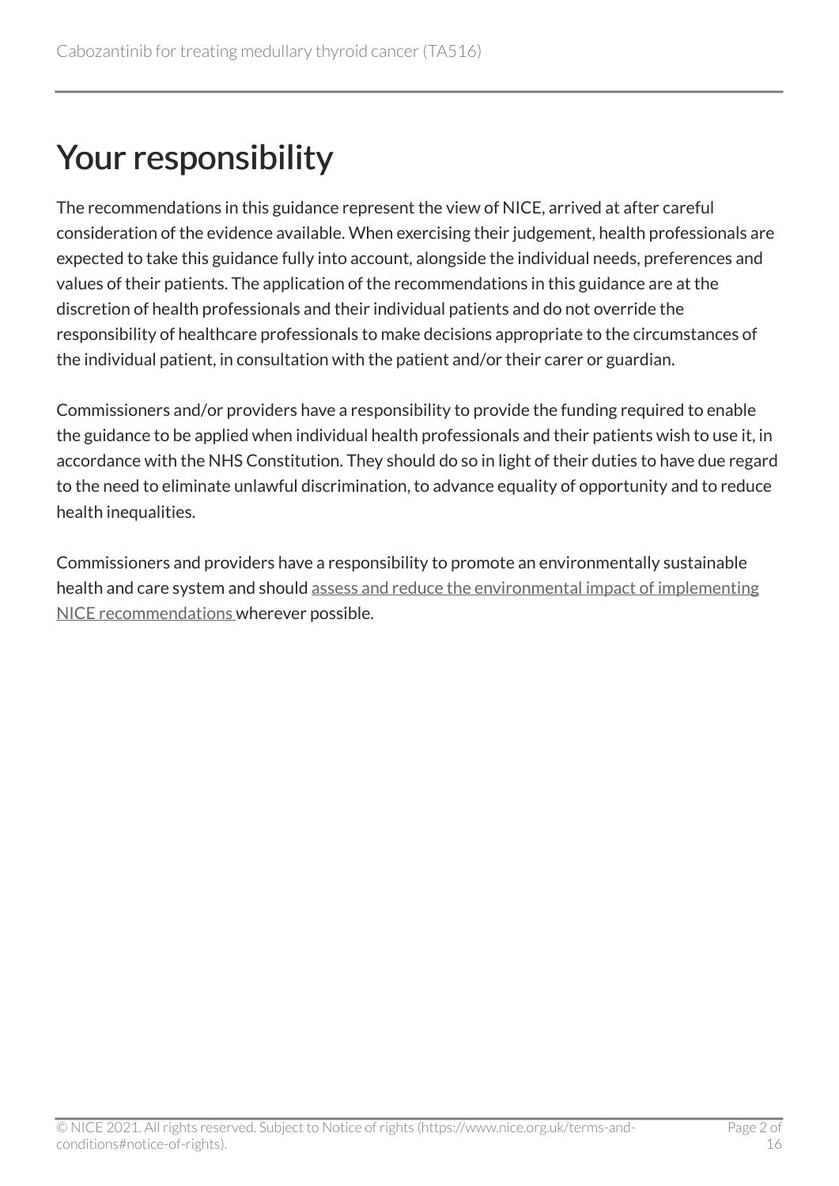# Your responsibility

The recommendations in this guidance represent the view of NICE, arrived at after careful consideration of the evidence available. When exercising their judgement, health professionals are expected to take this guidance fully into account, alongside the individual needs, preferences and values of their patients. The application of the recommendations in this guidance are at the discretion of health professionals and their individual patients and do not override the responsibility of healthcare professionals to make decisions appropriate to the circumstances of the individual patient, in consultation with the patient and/or their carer or guardian.

Commissioners and/or providers have a responsibility to provide the funding required to enable the guidance to be applied when individual health professionals and their patients wish to use it, in accordance with the NHS Constitution. They should do so in light of their duties to have due regard to the need to eliminate unlawful discrimination, to advance equality of opportunity and to reduce health inequalities.

Commissioners and providers have a responsibility to promote an environmentally sustainable health and care system and should assess and reduce the environmental impact of implementing NICE recommendations wherever possible.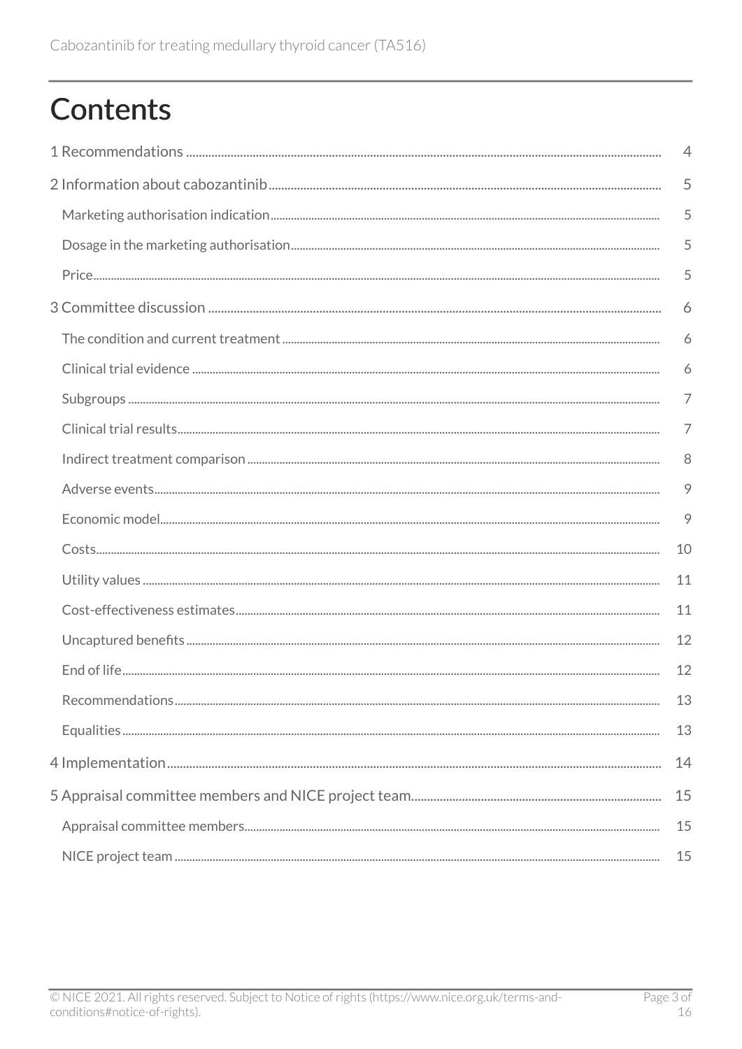# Contents

1 Recommendations .......... 4

2 Information about cabozantinib .......... 5

- Marketing authorisation indication .......... 5
- Dosage in the marketing authorisation .......... 5
- Price .......... 5

3 Committee discussion .......... 6

- The condition and current treatment .......... 6
- Clinical trial evidence .......... 6
- Subgroups .......... 7
- Clinical trial results .......... 7
- Indirect treatment comparison .......... 8
- Adverse events .......... 9
- Economic model .......... 9
- Costs .......... 10
- Utility values .......... 11
- Cost-effectiveness estimates .......... 11
- Uncaptured benefits .......... 12
- End of life .......... 12
- Recommendations .......... 13
- Equalities .......... 13

4 Implementation .......... 14

5 Appraisal committee members and NICE project team .......... 15

- Appraisal committee members .......... 15
- NICE project team .......... 15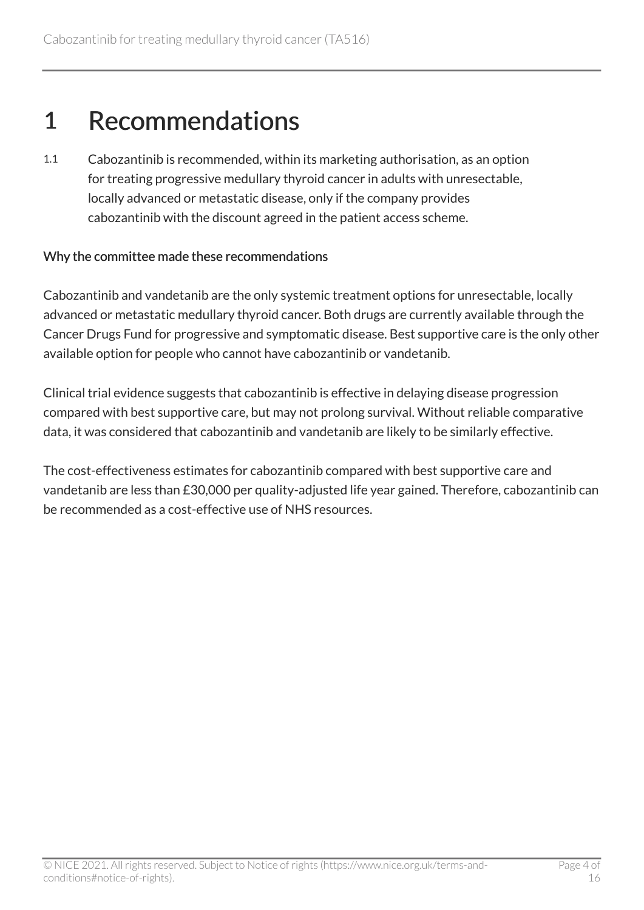# 1 Recommendations

1.1 Cabozantinib is recommended, within its marketing authorisation, as an option for treating progressive medullary thyroid cancer in adults with unresectable, locally advanced or metastatic disease, only if the company provides cabozantinib with the discount agreed in the patient access scheme.

## Why the committee made these recommendations

Cabozantinib and vandetanib are the only systemic treatment options for unresectable, locally advanced or metastatic medullary thyroid cancer. Both drugs are currently available through the Cancer Drugs Fund for progressive and symptomatic disease. Best supportive care is the only other available option for people who cannot have cabozantinib or vandetanib.

Clinical trial evidence suggests that cabozantinib is effective in delaying disease progression compared with best supportive care, but may not prolong survival. Without reliable comparative data, it was considered that cabozantinib and vandetanib are likely to be similarly effective.

The cost-effectiveness estimates for cabozantinib compared with best supportive care and vandetanib are less than £30,000 per quality-adjusted life year gained. Therefore, cabozantinib can be recommended as a cost-effective use of NHS resources.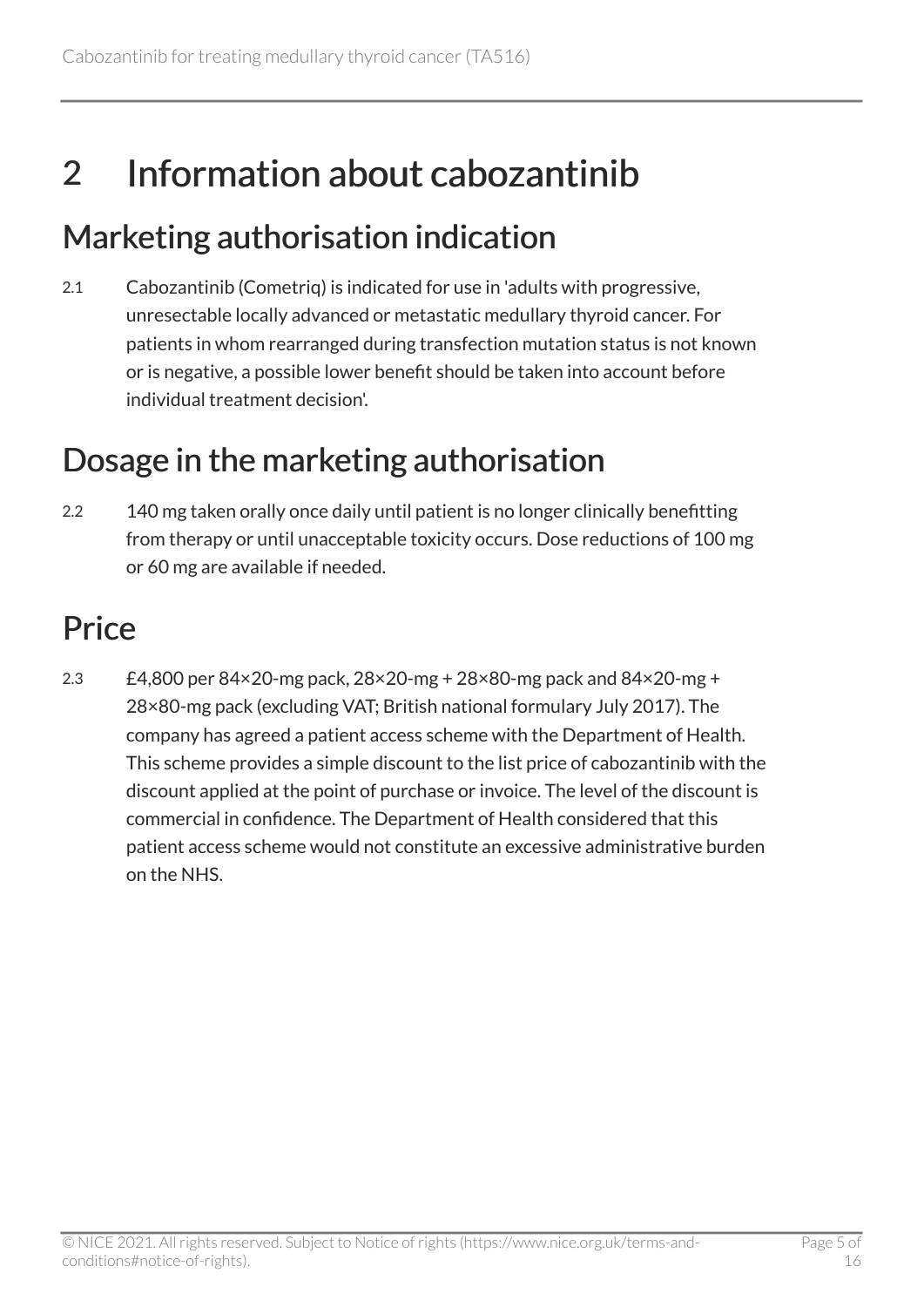# 2 Information about cabozantinib

## Marketing authorisation indication

2.1 Cabozantinib (Cometriq) is indicated for use in 'adults with progressive, unresectable locally advanced or metastatic medullary thyroid cancer. For patients in whom rearranged during transfection mutation status is not known or is negative, a possible lower benefit should be taken into account before individual treatment decision'.

## Dosage in the marketing authorisation

2.2 140 mg taken orally once daily until patient is no longer clinically benefitting from therapy or until unacceptable toxicity occurs. Dose reductions of 100 mg or 60 mg are available if needed.

## Price

2.3 £4,800 per 84×20-mg pack, 28×20-mg + 28×80-mg pack and 84×20-mg + 28×80-mg pack (excluding VAT; British national formulary July 2017). The company has agreed a patient access scheme with the Department of Health. This scheme provides a simple discount to the list price of cabozantinib with the discount applied at the point of purchase or invoice. The level of the discount is commercial in confidence. The Department of Health considered that this patient access scheme would not constitute an excessive administrative burden on the NHS.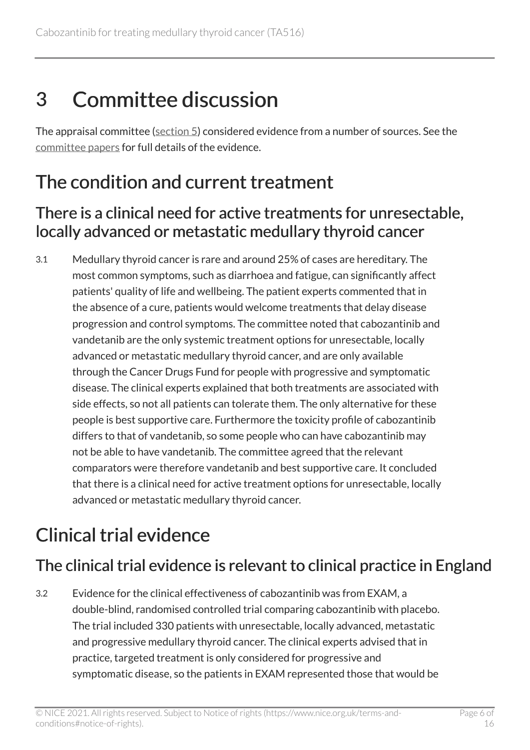# 3 Committee discussion

The appraisal committee (section 5) considered evidence from a number of sources. See the committee papers for full details of the evidence.

## The condition and current treatment

### There is a clinical need for active treatments for unresectable, locally advanced or metastatic medullary thyroid cancer

3.1 Medullary thyroid cancer is rare and around 25% of cases are hereditary. The most common symptoms, such as diarrhoea and fatigue, can significantly affect patients' quality of life and wellbeing. The patient experts commented that in the absence of a cure, patients would welcome treatments that delay disease progression and control symptoms. The committee noted that cabozantinib and vandetanib are the only systemic treatment options for unresectable, locally advanced or metastatic medullary thyroid cancer, and are only available through the Cancer Drugs Fund for people with progressive and symptomatic disease. The clinical experts explained that both treatments are associated with side effects, so not all patients can tolerate them. The only alternative for these people is best supportive care. Furthermore the toxicity profile of cabozantinib differs to that of vandetanib, so some people who can have cabozantinib may not be able to have vandetanib. The committee agreed that the relevant comparators were therefore vandetanib and best supportive care. It concluded that there is a clinical need for active treatment options for unresectable, locally advanced or metastatic medullary thyroid cancer.

## Clinical trial evidence

### The clinical trial evidence is relevant to clinical practice in England

3.2 Evidence for the clinical effectiveness of cabozantinib was from EXAM, a double-blind, randomised controlled trial comparing cabozantinib with placebo. The trial included 330 patients with unresectable, locally advanced, metastatic and progressive medullary thyroid cancer. The clinical experts advised that in practice, targeted treatment is only considered for progressive and symptomatic disease, so the patients in EXAM represented those that would be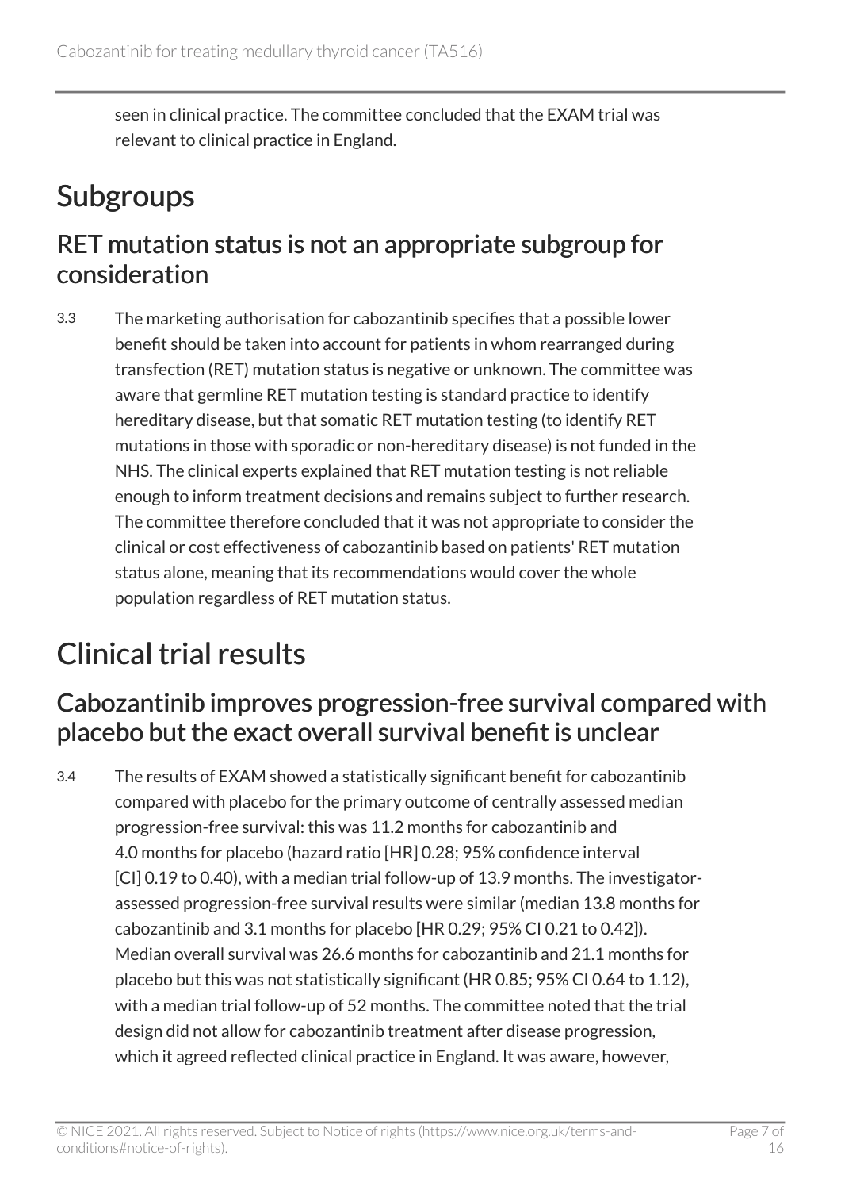seen in clinical practice. The committee concluded that the EXAM trial was relevant to clinical practice in England.

# Subgroups

## RET mutation status is not an appropriate subgroup for consideration

3.3 The marketing authorisation for cabozantinib specifies that a possible lower benefit should be taken into account for patients in whom rearranged during transfection (RET) mutation status is negative or unknown. The committee was aware that germline RET mutation testing is standard practice to identify hereditary disease, but that somatic RET mutation testing (to identify RET mutations in those with sporadic or non-hereditary disease) is not funded in the NHS. The clinical experts explained that RET mutation testing is not reliable enough to inform treatment decisions and remains subject to further research. The committee therefore concluded that it was not appropriate to consider the clinical or cost effectiveness of cabozantinib based on patients' RET mutation status alone, meaning that its recommendations would cover the whole population regardless of RET mutation status.

# Clinical trial results

## Cabozantinib improves progression-free survival compared with placebo but the exact overall survival benefit is unclear

3.4 The results of EXAM showed a statistically significant benefit for cabozantinib compared with placebo for the primary outcome of centrally assessed median progression-free survival: this was 11.2 months for cabozantinib and 4.0 months for placebo (hazard ratio [HR] 0.28; 95% confidence interval [CI] 0.19 to 0.40), with a median trial follow-up of 13.9 months. The investigator-assessed progression-free survival results were similar (median 13.8 months for cabozantinib and 3.1 months for placebo [HR 0.29; 95% CI 0.21 to 0.42]). Median overall survival was 26.6 months for cabozantinib and 21.1 months for placebo but this was not statistically significant (HR 0.85; 95% CI 0.64 to 1.12), with a median trial follow-up of 52 months. The committee noted that the trial design did not allow for cabozantinib treatment after disease progression, which it agreed reflected clinical practice in England. It was aware, however,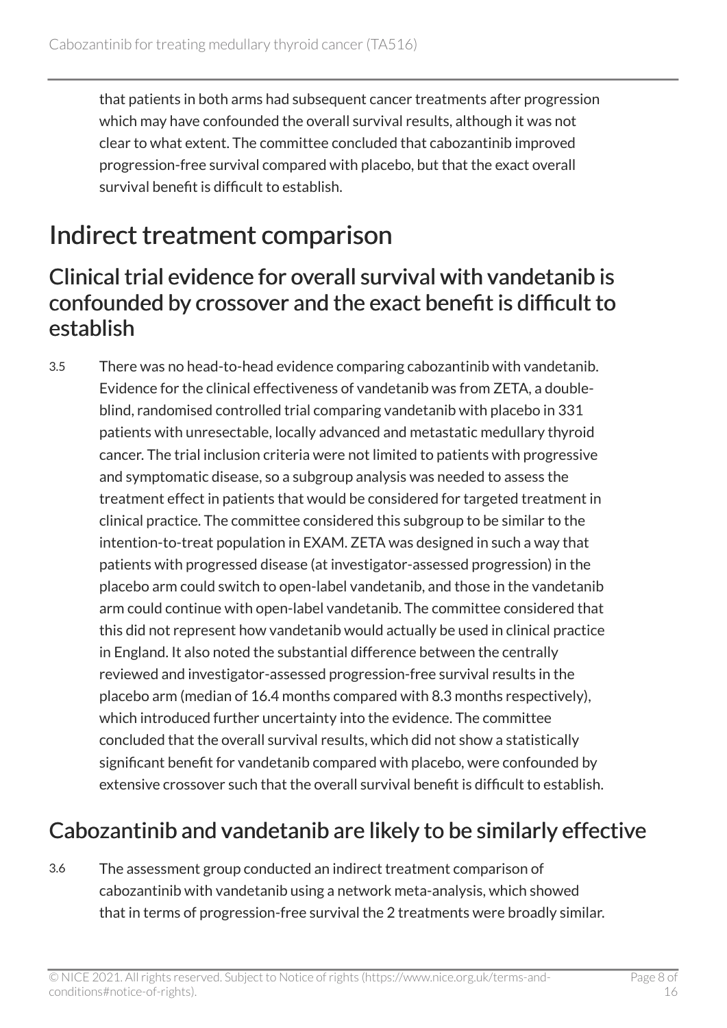that patients in both arms had subsequent cancer treatments after progression which may have confounded the overall survival results, although it was not clear to what extent. The committee concluded that cabozantinib improved progression-free survival compared with placebo, but that the exact overall survival benefit is difficult to establish.

# Indirect treatment comparison

## Clinical trial evidence for overall survival with vandetanib is confounded by crossover and the exact benefit is difficult to establish

3.5 There was no head-to-head evidence comparing cabozantinib with vandetanib. Evidence for the clinical effectiveness of vandetanib was from ZETA, a double-blind, randomised controlled trial comparing vandetanib with placebo in 331 patients with unresectable, locally advanced and metastatic medullary thyroid cancer. The trial inclusion criteria were not limited to patients with progressive and symptomatic disease, so a subgroup analysis was needed to assess the treatment effect in patients that would be considered for targeted treatment in clinical practice. The committee considered this subgroup to be similar to the intention-to-treat population in EXAM. ZETA was designed in such a way that patients with progressed disease (at investigator-assessed progression) in the placebo arm could switch to open-label vandetanib, and those in the vandetanib arm could continue with open-label vandetanib. The committee considered that this did not represent how vandetanib would actually be used in clinical practice in England. It also noted the substantial difference between the centrally reviewed and investigator-assessed progression-free survival results in the placebo arm (median of 16.4 months compared with 8.3 months respectively), which introduced further uncertainty into the evidence. The committee concluded that the overall survival results, which did not show a statistically significant benefit for vandetanib compared with placebo, were confounded by extensive crossover such that the overall survival benefit is difficult to establish.

## Cabozantinib and vandetanib are likely to be similarly effective

3.6 The assessment group conducted an indirect treatment comparison of cabozantinib with vandetanib using a network meta-analysis, which showed that in terms of progression-free survival the 2 treatments were broadly similar.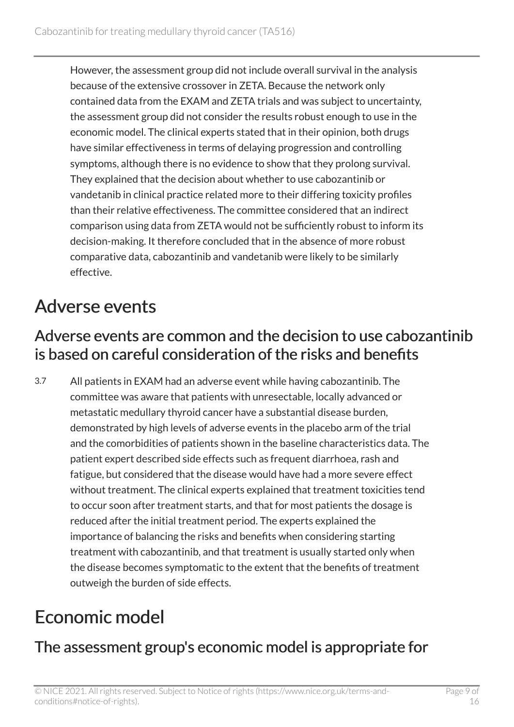However, the assessment group did not include overall survival in the analysis because of the extensive crossover in ZETA. Because the network only contained data from the EXAM and ZETA trials and was subject to uncertainty, the assessment group did not consider the results robust enough to use in the economic model. The clinical experts stated that in their opinion, both drugs have similar effectiveness in terms of delaying progression and controlling symptoms, although there is no evidence to show that they prolong survival. They explained that the decision about whether to use cabozantinib or vandetanib in clinical practice related more to their differing toxicity profiles than their relative effectiveness. The committee considered that an indirect comparison using data from ZETA would not be sufficiently robust to inform its decision-making. It therefore concluded that in the absence of more robust comparative data, cabozantinib and vandetanib were likely to be similarly effective.

## Adverse events

### Adverse events are common and the decision to use cabozantinib is based on careful consideration of the risks and benefits

3.7 All patients in EXAM had an adverse event while having cabozantinib. The committee was aware that patients with unresectable, locally advanced or metastatic medullary thyroid cancer have a substantial disease burden, demonstrated by high levels of adverse events in the placebo arm of the trial and the comorbidities of patients shown in the baseline characteristics data. The patient expert described side effects such as frequent diarrhoea, rash and fatigue, but considered that the disease would have had a more severe effect without treatment. The clinical experts explained that treatment toxicities tend to occur soon after treatment starts, and that for most patients the dosage is reduced after the initial treatment period. The experts explained the importance of balancing the risks and benefits when considering starting treatment with cabozantinib, and that treatment is usually started only when the disease becomes symptomatic to the extent that the benefits of treatment outweigh the burden of side effects.

## Economic model

### The assessment group's economic model is appropriate for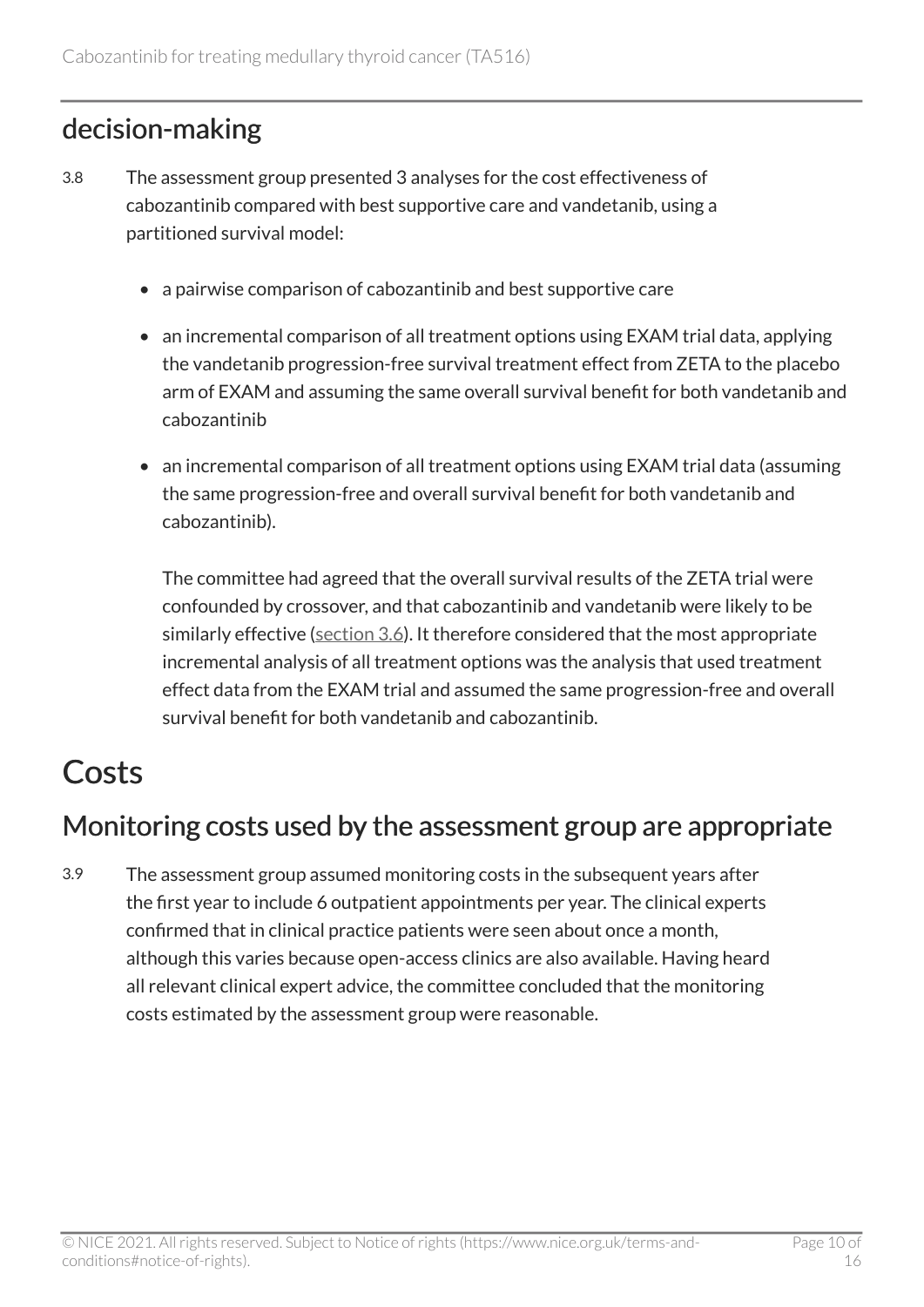## decision-making

3.8 The assessment group presented 3 analyses for the cost effectiveness of cabozantinib compared with best supportive care and vandetanib, using a partitioned survival model:

- a pairwise comparison of cabozantinib and best supportive care
- an incremental comparison of all treatment options using EXAM trial data, applying the vandetanib progression-free survival treatment effect from ZETA to the placebo arm of EXAM and assuming the same overall survival benefit for both vandetanib and cabozantinib
- an incremental comparison of all treatment options using EXAM trial data (assuming the same progression-free and overall survival benefit for both vandetanib and cabozantinib).

  The committee had agreed that the overall survival results of the ZETA trial were confounded by crossover, and that cabozantinib and vandetanib were likely to be similarly effective (section 3.6). It therefore considered that the most appropriate incremental analysis of all treatment options was the analysis that used treatment effect data from the EXAM trial and assumed the same progression-free and overall survival benefit for both vandetanib and cabozantinib.

# Costs

## Monitoring costs used by the assessment group are appropriate

3.9 The assessment group assumed monitoring costs in the subsequent years after the first year to include 6 outpatient appointments per year. The clinical experts confirmed that in clinical practice patients were seen about once a month, although this varies because open-access clinics are also available. Having heard all relevant clinical expert advice, the committee concluded that the monitoring costs estimated by the assessment group were reasonable.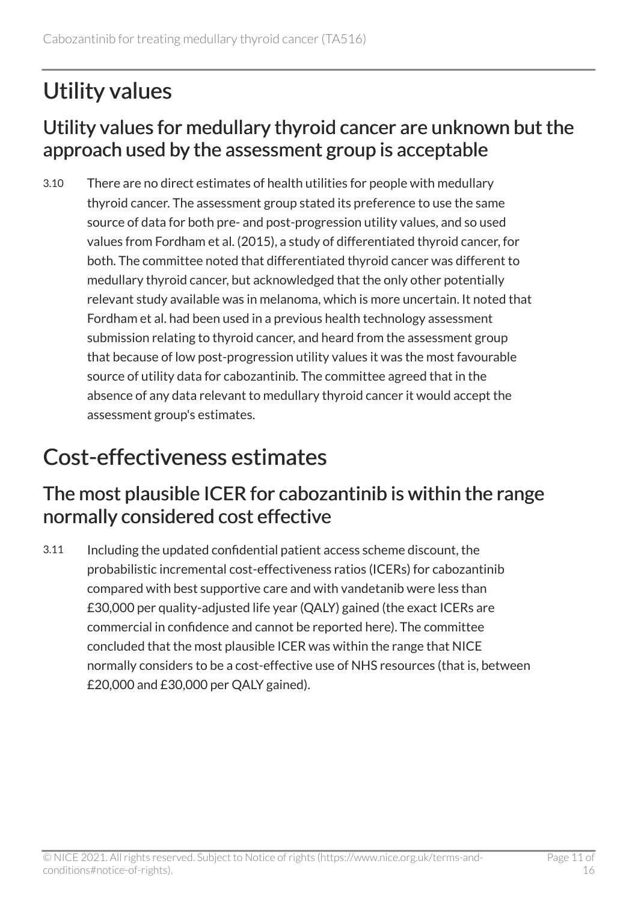## Utility values

### Utility values for medullary thyroid cancer are unknown but the approach used by the assessment group is acceptable

3.10 There are no direct estimates of health utilities for people with medullary thyroid cancer. The assessment group stated its preference to use the same source of data for both pre- and post-progression utility values, and so used values from Fordham et al. (2015), a study of differentiated thyroid cancer, for both. The committee noted that differentiated thyroid cancer was different to medullary thyroid cancer, but acknowledged that the only other potentially relevant study available was in melanoma, which is more uncertain. It noted that Fordham et al. had been used in a previous health technology assessment submission relating to thyroid cancer, and heard from the assessment group that because of low post-progression utility values it was the most favourable source of utility data for cabozantinib. The committee agreed that in the absence of any data relevant to medullary thyroid cancer it would accept the assessment group's estimates.

## Cost-effectiveness estimates

### The most plausible ICER for cabozantinib is within the range normally considered cost effective

3.11 Including the updated confidential patient access scheme discount, the probabilistic incremental cost-effectiveness ratios (ICERs) for cabozantinib compared with best supportive care and with vandetanib were less than £30,000 per quality-adjusted life year (QALY) gained (the exact ICERs are commercial in confidence and cannot be reported here). The committee concluded that the most plausible ICER was within the range that NICE normally considers to be a cost-effective use of NHS resources (that is, between £20,000 and £30,000 per QALY gained).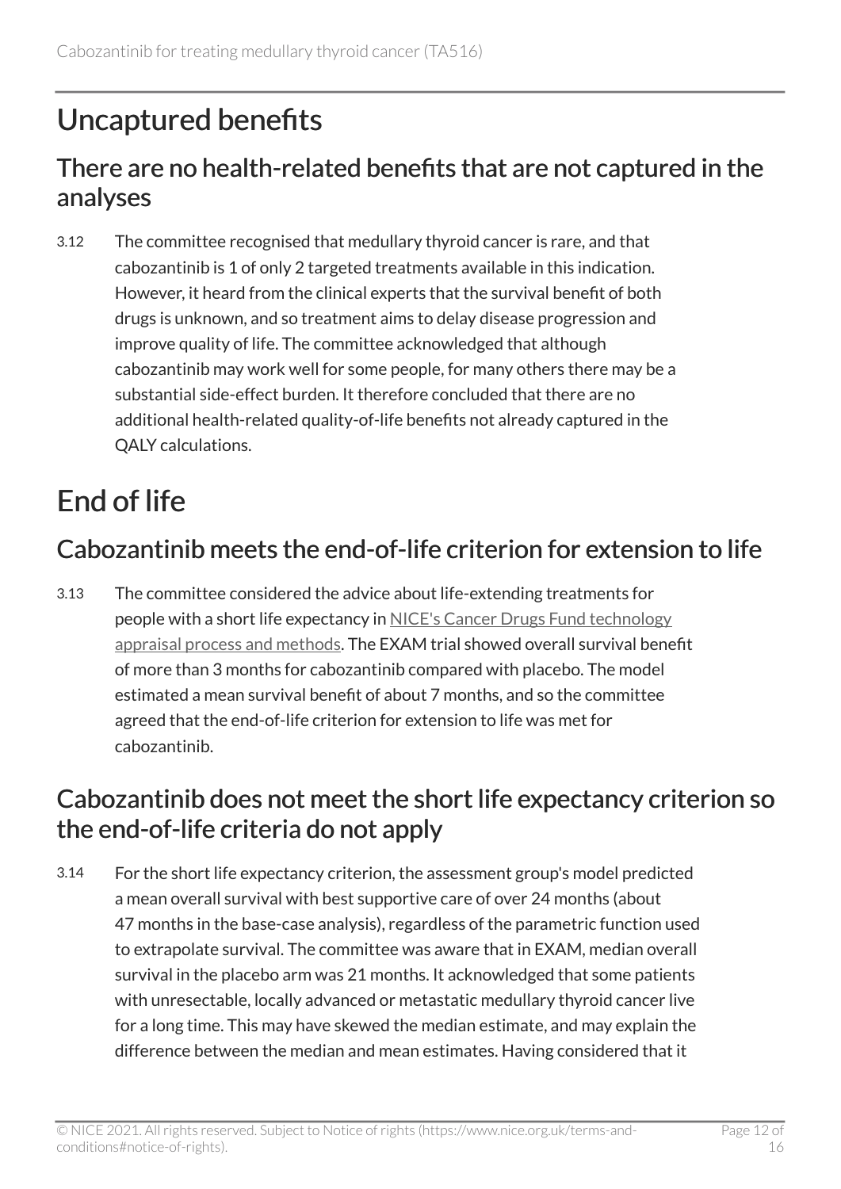## Uncaptured benefits

### There are no health-related benefits that are not captured in the analyses

3.12 The committee recognised that medullary thyroid cancer is rare, and that cabozantinib is 1 of only 2 targeted treatments available in this indication. However, it heard from the clinical experts that the survival benefit of both drugs is unknown, and so treatment aims to delay disease progression and improve quality of life. The committee acknowledged that although cabozantinib may work well for some people, for many others there may be a substantial side-effect burden. It therefore concluded that there are no additional health-related quality-of-life benefits not already captured in the QALY calculations.

## End of life

### Cabozantinib meets the end-of-life criterion for extension to life

3.13 The committee considered the advice about life-extending treatments for people with a short life expectancy in NICE's Cancer Drugs Fund technology appraisal process and methods. The EXAM trial showed overall survival benefit of more than 3 months for cabozantinib compared with placebo. The model estimated a mean survival benefit of about 7 months, and so the committee agreed that the end-of-life criterion for extension to life was met for cabozantinib.

### Cabozantinib does not meet the short life expectancy criterion so the end-of-life criteria do not apply

3.14 For the short life expectancy criterion, the assessment group's model predicted a mean overall survival with best supportive care of over 24 months (about 47 months in the base-case analysis), regardless of the parametric function used to extrapolate survival. The committee was aware that in EXAM, median overall survival in the placebo arm was 21 months. It acknowledged that some patients with unresectable, locally advanced or metastatic medullary thyroid cancer live for a long time. This may have skewed the median estimate, and may explain the difference between the median and mean estimates. Having considered that it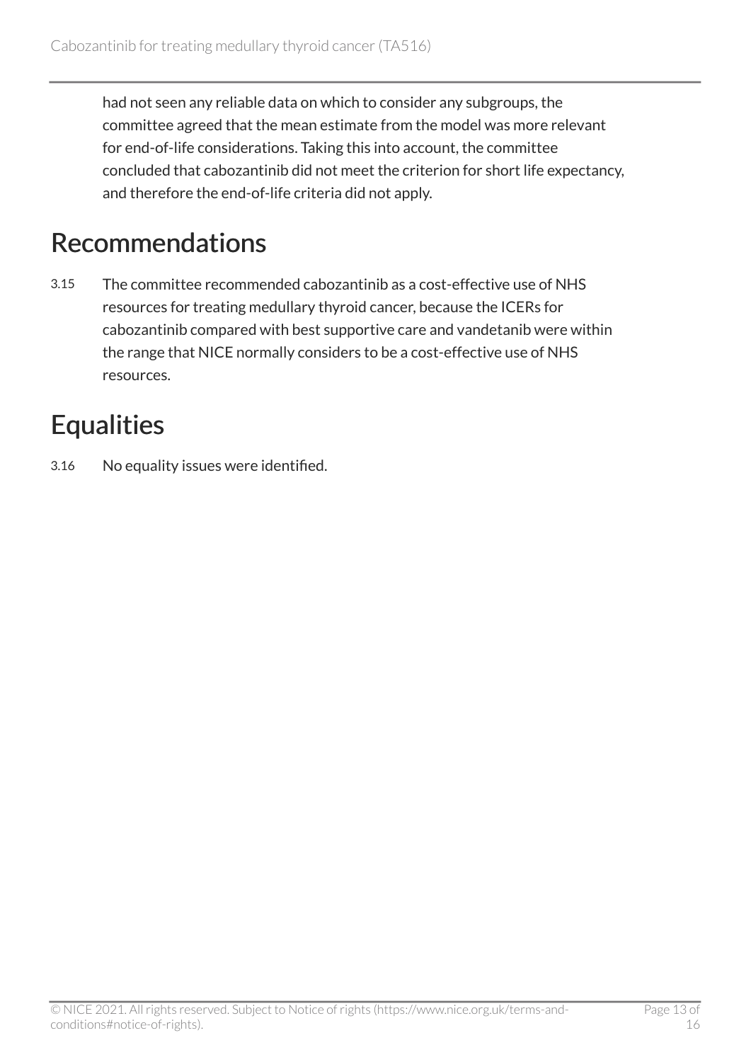had not seen any reliable data on which to consider any subgroups, the committee agreed that the mean estimate from the model was more relevant for end-of-life considerations. Taking this into account, the committee concluded that cabozantinib did not meet the criterion for short life expectancy, and therefore the end-of-life criteria did not apply.

## Recommendations

3.15 The committee recommended cabozantinib as a cost-effective use of NHS resources for treating medullary thyroid cancer, because the ICERs for cabozantinib compared with best supportive care and vandetanib were within the range that NICE normally considers to be a cost-effective use of NHS resources.

## Equalities

3.16 No equality issues were identified.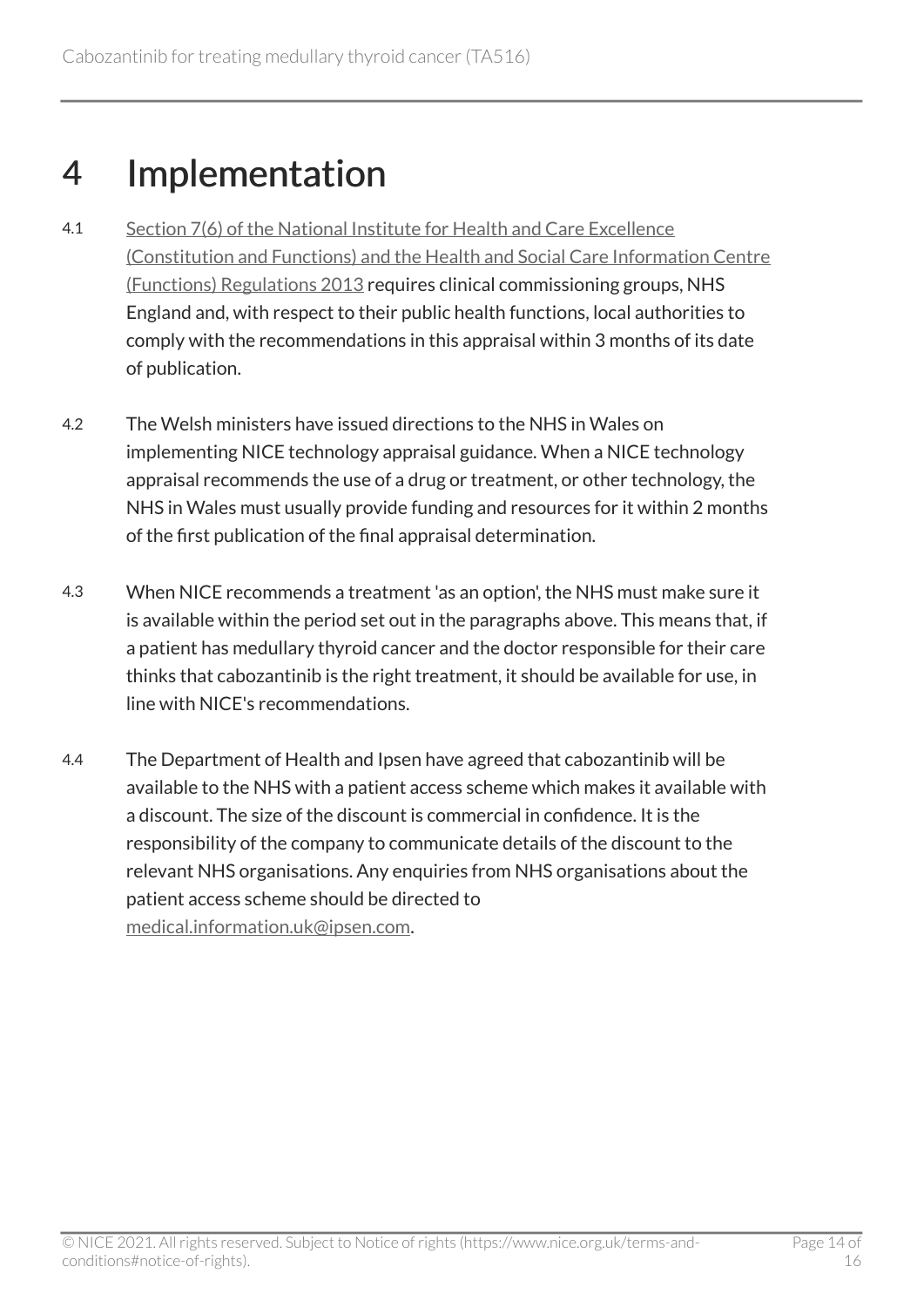# 4 Implementation

4.1 Section 7(6) of the National Institute for Health and Care Excellence (Constitution and Functions) and the Health and Social Care Information Centre (Functions) Regulations 2013 requires clinical commissioning groups, NHS England and, with respect to their public health functions, local authorities to comply with the recommendations in this appraisal within 3 months of its date of publication.

4.2 The Welsh ministers have issued directions to the NHS in Wales on implementing NICE technology appraisal guidance. When a NICE technology appraisal recommends the use of a drug or treatment, or other technology, the NHS in Wales must usually provide funding and resources for it within 2 months of the first publication of the final appraisal determination.

4.3 When NICE recommends a treatment 'as an option', the NHS must make sure it is available within the period set out in the paragraphs above. This means that, if a patient has medullary thyroid cancer and the doctor responsible for their care thinks that cabozantinib is the right treatment, it should be available for use, in line with NICE's recommendations.

4.4 The Department of Health and Ipsen have agreed that cabozantinib will be available to the NHS with a patient access scheme which makes it available with a discount. The size of the discount is commercial in confidence. It is the responsibility of the company to communicate details of the discount to the relevant NHS organisations. Any enquiries from NHS organisations about the patient access scheme should be directed to medical.information.uk@ipsen.com.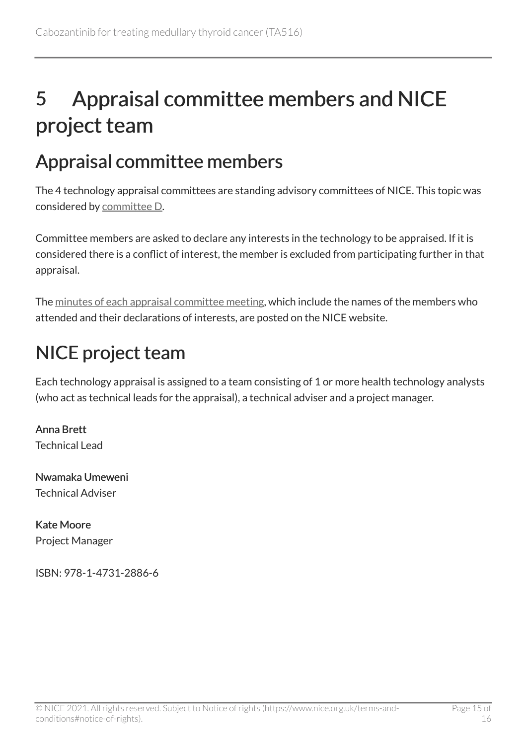# 5 Appraisal committee members and NICE project team

## Appraisal committee members

The 4 technology appraisal committees are standing advisory committees of NICE. This topic was considered by committee D.

Committee members are asked to declare any interests in the technology to be appraised. If it is considered there is a conflict of interest, the member is excluded from participating further in that appraisal.

The minutes of each appraisal committee meeting, which include the names of the members who attended and their declarations of interests, are posted on the NICE website.

## NICE project team

Each technology appraisal is assigned to a team consisting of 1 or more health technology analysts (who act as technical leads for the appraisal), a technical adviser and a project manager.

**Anna Brett**
Technical Lead

**Nwamaka Umeweni**
Technical Adviser

**Kate Moore**
Project Manager

ISBN: 978-1-4731-2886-6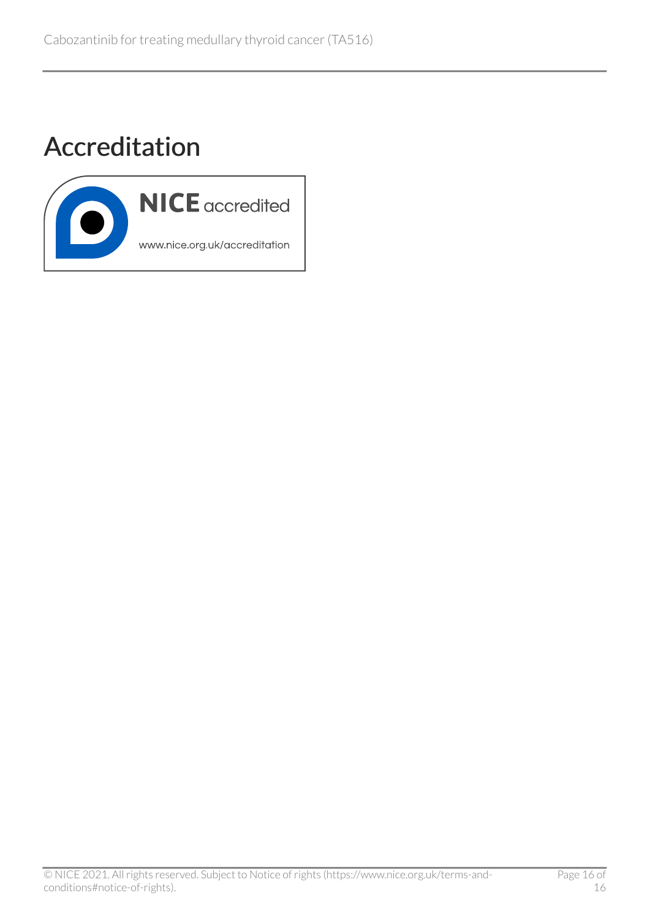# Accreditation

NICE accredited

www.nice.org.uk/accreditation